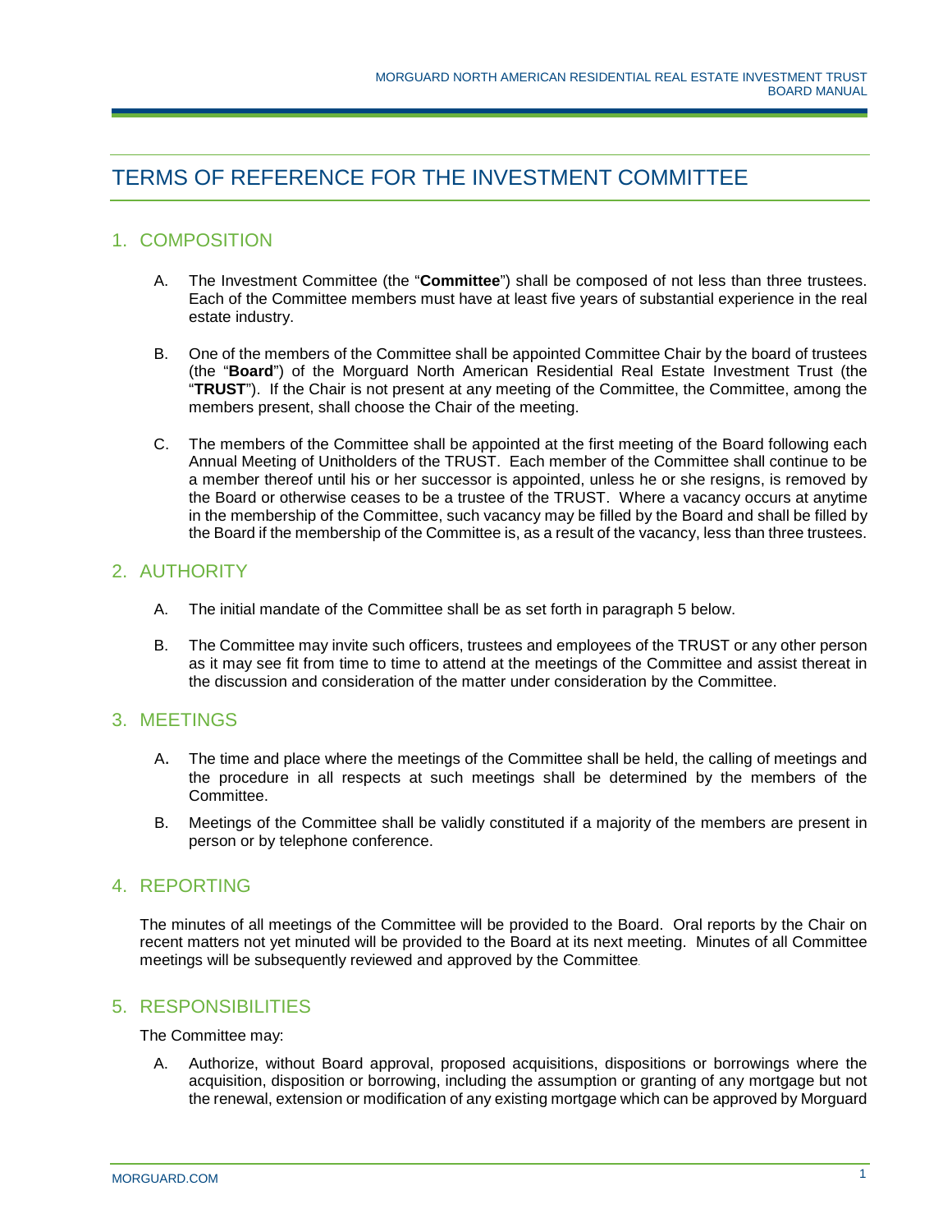# TERMS OF REFERENCE FOR THE INVESTMENT COMMITTEE

## 1. COMPOSITION

A. The Investment Committee (the "**Committee**") shall be composed of not less than three trustees. Each of the Committee members must have at least five years of substantial experience in the real estate industry.

B. One of the members of the Committee shall be appointed Committee Chair by the board of trustees (the "**Board**") of the Morguard North American Residential Real Estate Investment Trust (the "**TRUST**"). If the Chair is not present at any meeting of the Committee, the Committee, among the members present, shall choose the Chair of the meeting.

C. The members of the Committee shall be appointed at the first meeting of the Board following each Annual Meeting of Unitholders of the TRUST. Each member of the Committee shall continue to be a member thereof until his or her successor is appointed, unless he or she resigns, is removed by the Board or otherwise ceases to be a trustee of the TRUST. Where a vacancy occurs at anytime in the membership of the Committee, such vacancy may be filled by the Board and shall be filled by the Board if the membership of the Committee is, as a result of the vacancy, less than three trustees.

## 2. AUTHORITY

A. The initial mandate of the Committee shall be as set forth in paragraph 5 below.

B. The Committee may invite such officers, trustees and employees of the TRUST or any other person as it may see fit from time to time to attend at the meetings of the Committee and assist thereat in the discussion and consideration of the matter under consideration by the Committee.

## 3. MEETINGS

A. The time and place where the meetings of the Committee shall be held, the calling of meetings and the procedure in all respects at such meetings shall be determined by the members of the Committee.

B. Meetings of the Committee shall be validly constituted if a majority of the members are present in person or by telephone conference.

## 4. REPORTING

The minutes of all meetings of the Committee will be provided to the Board. Oral reports by the Chair on recent matters not yet minuted will be provided to the Board at its next meeting. Minutes of all Committee meetings will be subsequently reviewed and approved by the Committee.

## 5. RESPONSIBILITIES

The Committee may:

A. Authorize, without Board approval, proposed acquisitions, dispositions or borrowings where the acquisition, disposition or borrowing, including the assumption or granting of any mortgage but not the renewal, extension or modification of any existing mortgage which can be approved by Morguard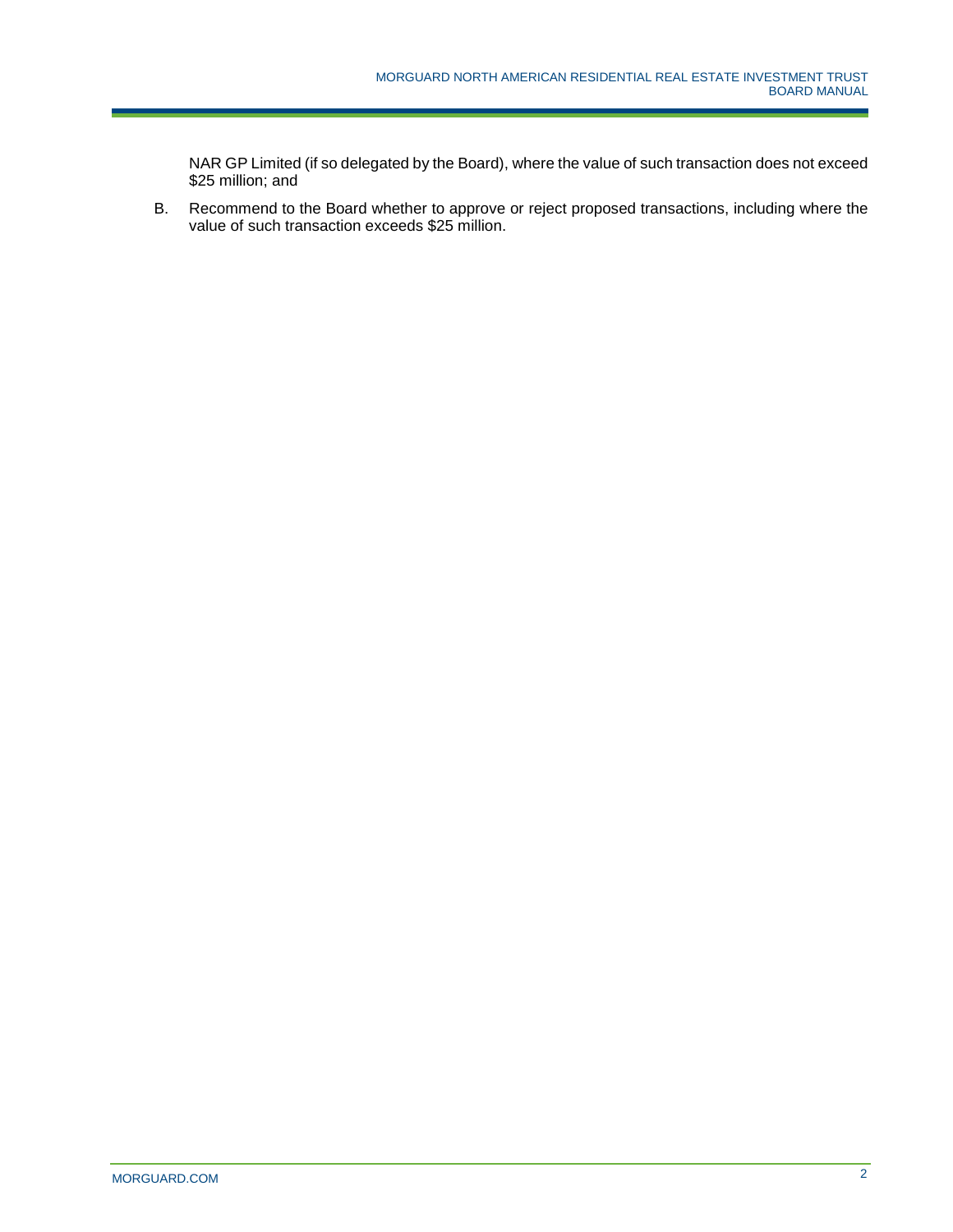NAR GP Limited (if so delegated by the Board), where the value of such transaction does not exceed $25 million; and

B. Recommend to the Board whether to approve or reject proposed transactions, including where the value of such transaction exceeds $25 million.